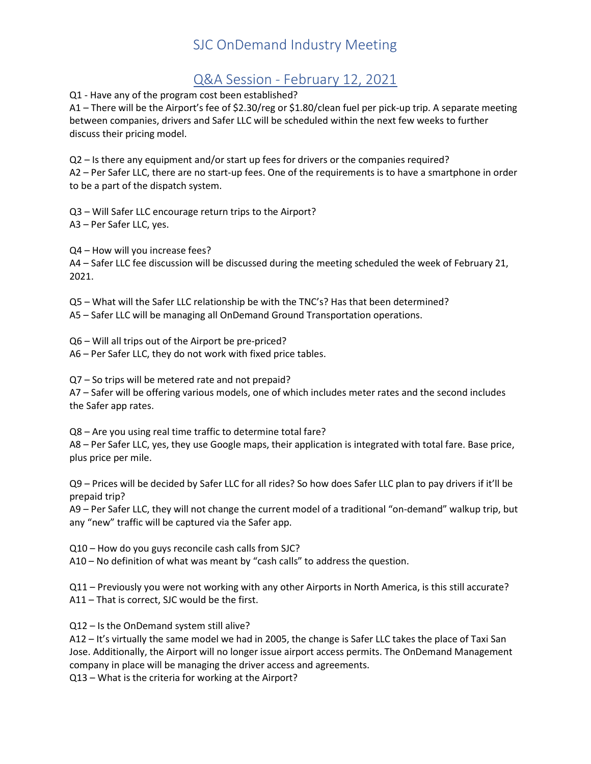# SJC OnDemand Industry Meeting

## Q&A Session - February 12, 2021

Q1 - Have any of the program cost been established?
A1 – There will be the Airport's fee of $2.30/reg or $1.80/clean fuel per pick-up trip. A separate meeting between companies, drivers and Safer LLC will be scheduled within the next few weeks to further discuss their pricing model.

Q2 – Is there any equipment and/or start up fees for drivers or the companies required?
A2 – Per Safer LLC, there are no start-up fees. One of the requirements is to have a smartphone in order to be a part of the dispatch system.

Q3 – Will Safer LLC encourage return trips to the Airport?
A3 – Per Safer LLC, yes.

Q4 – How will you increase fees?
A4 – Safer LLC fee discussion will be discussed during the meeting scheduled the week of February 21, 2021.

Q5 – What will the Safer LLC relationship be with the TNC's? Has that been determined?
A5 – Safer LLC will be managing all OnDemand Ground Transportation operations.

Q6 – Will all trips out of the Airport be pre-priced?
A6 – Per Safer LLC, they do not work with fixed price tables.

Q7 – So trips will be metered rate and not prepaid?
A7 – Safer will be offering various models, one of which includes meter rates and the second includes the Safer app rates.

Q8 – Are you using real time traffic to determine total fare?
A8 – Per Safer LLC, yes, they use Google maps, their application is integrated with total fare. Base price, plus price per mile.

Q9 – Prices will be decided by Safer LLC for all rides? So how does Safer LLC plan to pay drivers if it'll be prepaid trip?
A9 – Per Safer LLC, they will not change the current model of a traditional "on-demand" walkup trip, but any "new" traffic will be captured via the Safer app.

Q10 – How do you guys reconcile cash calls from SJC?
A10 – No definition of what was meant by "cash calls" to address the question.

Q11 – Previously you were not working with any other Airports in North America, is this still accurate?
A11 – That is correct, SJC would be the first.

Q12 – Is the OnDemand system still alive?
A12 – It's virtually the same model we had in 2005, the change is Safer LLC takes the place of Taxi San Jose. Additionally, the Airport will no longer issue airport access permits. The OnDemand Management company in place will be managing the driver access and agreements.

Q13 – What is the criteria for working at the Airport?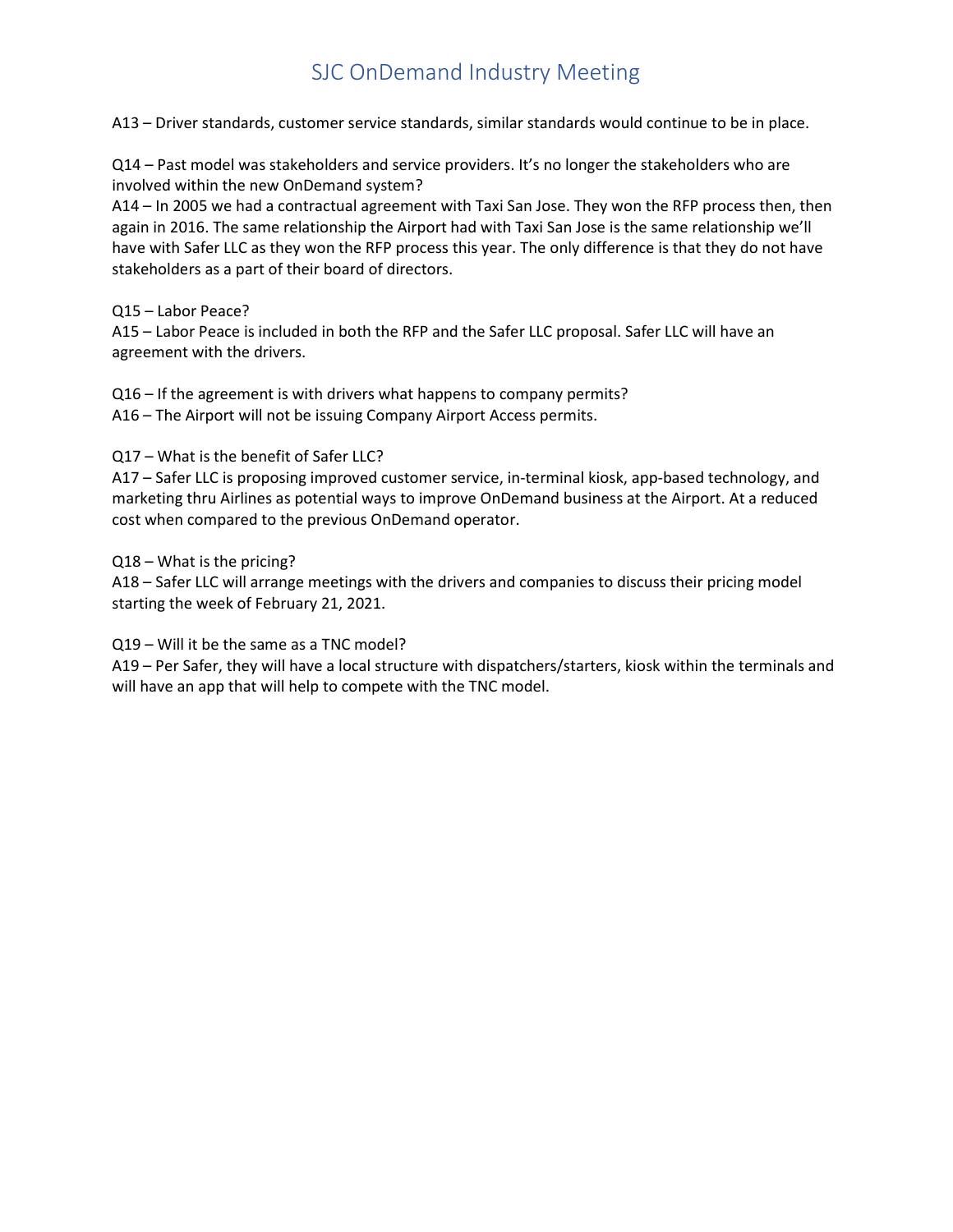# SJC OnDemand Industry Meeting

A13 – Driver standards, customer service standards, similar standards would continue to be in place.

Q14 – Past model was stakeholders and service providers. It's no longer the stakeholders who are involved within the new OnDemand system?
A14 – In 2005 we had a contractual agreement with Taxi San Jose. They won the RFP process then, then again in 2016. The same relationship the Airport had with Taxi San Jose is the same relationship we'll have with Safer LLC as they won the RFP process this year. The only difference is that they do not have stakeholders as a part of their board of directors.

Q15 – Labor Peace?
A15 – Labor Peace is included in both the RFP and the Safer LLC proposal. Safer LLC will have an agreement with the drivers.

Q16 – If the agreement is with drivers what happens to company permits?
A16 – The Airport will not be issuing Company Airport Access permits.

Q17 – What is the benefit of Safer LLC?
A17 – Safer LLC is proposing improved customer service, in-terminal kiosk, app-based technology, and marketing thru Airlines as potential ways to improve OnDemand business at the Airport. At a reduced cost when compared to the previous OnDemand operator.

Q18 – What is the pricing?
A18 – Safer LLC will arrange meetings with the drivers and companies to discuss their pricing model starting the week of February 21, 2021.

Q19 – Will it be the same as a TNC model?
A19 – Per Safer, they will have a local structure with dispatchers/starters, kiosk within the terminals and will have an app that will help to compete with the TNC model.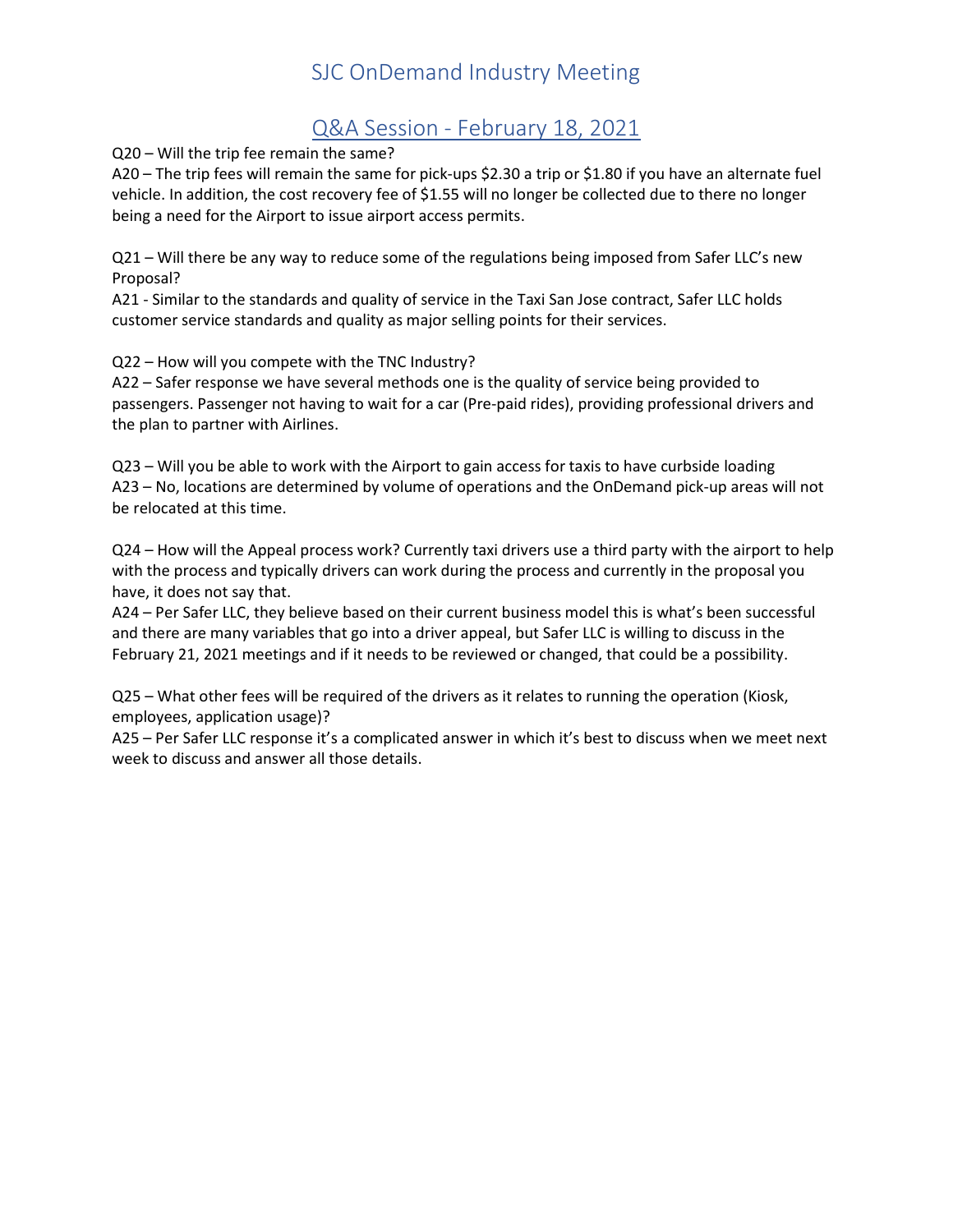# SJC OnDemand Industry Meeting

## Q&A Session - February 18, 2021

Q20 – Will the trip fee remain the same?
A20 – The trip fees will remain the same for pick-ups $2.30 a trip or $1.80 if you have an alternate fuel vehicle. In addition, the cost recovery fee of $1.55 will no longer be collected due to there no longer being a need for the Airport to issue airport access permits.

Q21 – Will there be any way to reduce some of the regulations being imposed from Safer LLC's new Proposal?
A21 - Similar to the standards and quality of service in the Taxi San Jose contract, Safer LLC holds customer service standards and quality as major selling points for their services.

Q22 – How will you compete with the TNC Industry?
A22 – Safer response we have several methods one is the quality of service being provided to passengers. Passenger not having to wait for a car (Pre-paid rides), providing professional drivers and the plan to partner with Airlines.

Q23 – Will you be able to work with the Airport to gain access for taxis to have curbside loading
A23 – No, locations are determined by volume of operations and the OnDemand pick-up areas will not be relocated at this time.

Q24 – How will the Appeal process work? Currently taxi drivers use a third party with the airport to help with the process and typically drivers can work during the process and currently in the proposal you have, it does not say that.
A24 – Per Safer LLC, they believe based on their current business model this is what's been successful and there are many variables that go into a driver appeal, but Safer LLC is willing to discuss in the February 21, 2021 meetings and if it needs to be reviewed or changed, that could be a possibility.

Q25 – What other fees will be required of the drivers as it relates to running the operation (Kiosk, employees, application usage)?
A25 – Per Safer LLC response it's a complicated answer in which it's best to discuss when we meet next week to discuss and answer all those details.